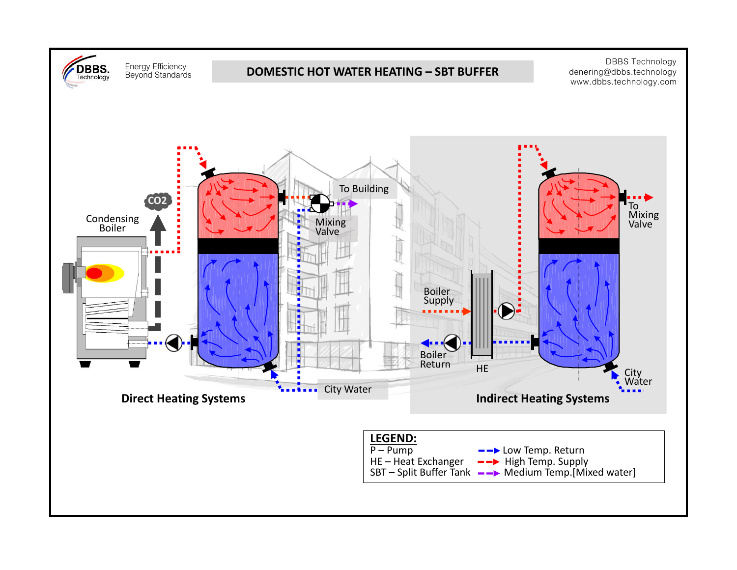DBBS. Technology

Energy Efficiency
Beyond Standards

# DOMESTIC HOT WATER HEATING – SBT BUFFER

DBBS Technology
denering@dbbs.technology
www.dbbs.technology.com

$CO_2$

Condensing Boiler

To Building

Mixing Valve

City Water

**Direct Heating Systems**

Boiler Supply

Boiler Return

HE

To Mixing Valve

City Water

**Indirect Heating Systems**

**LEGEND:**

P – Pump
HE – Heat Exchanger
SBT – Split Buffer Tank

Low Temp. Return
High Temp. Supply
Medium Temp.[Mixed water]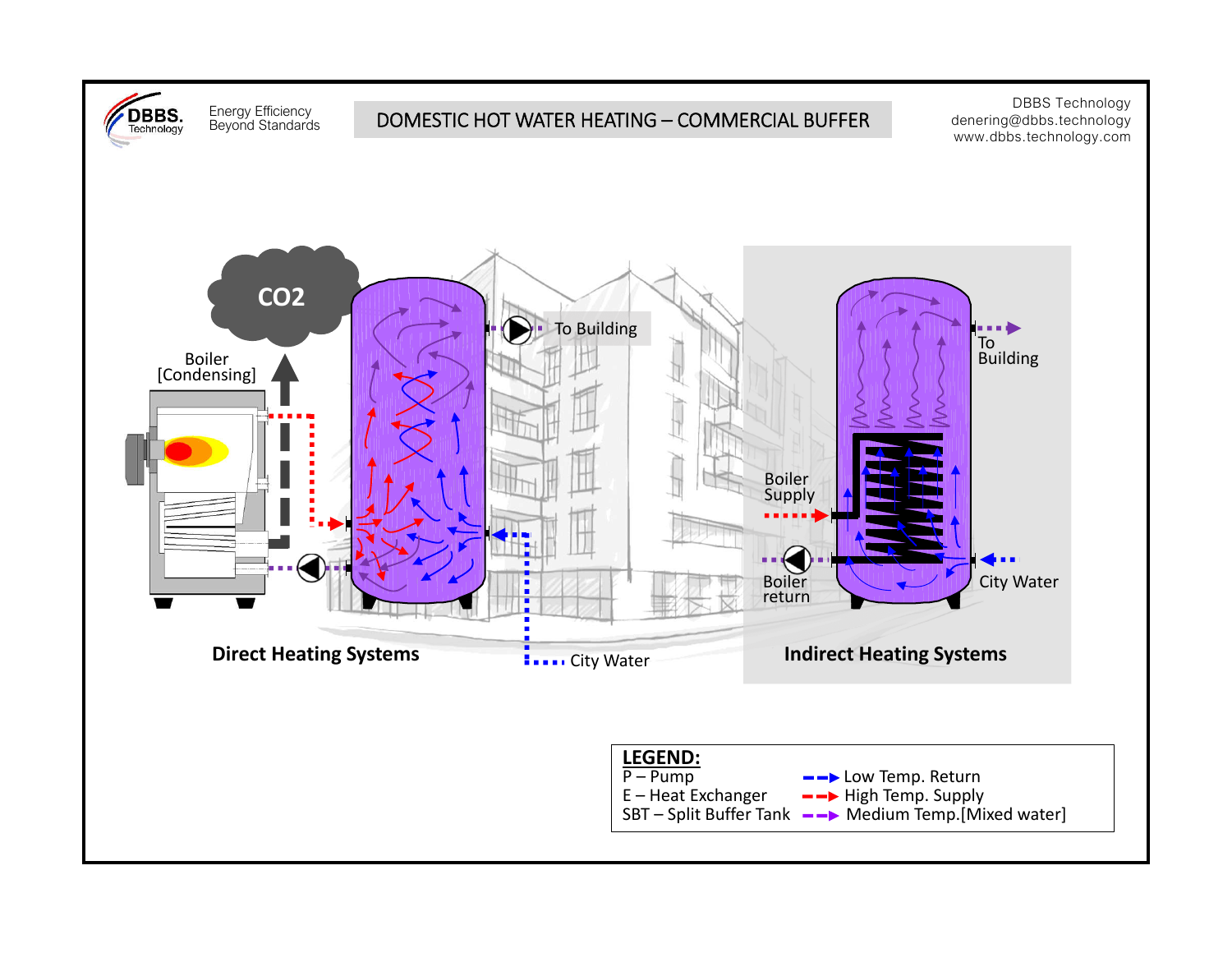DBBS. Technology

Energy Efficiency
Beyond Standards

# DOMESTIC HOT WATER HEATING – COMMERCIAL BUFFER

DBBS Technology
denering@dbbs.technology
www.dbbs.technology.com

$CO_2$

Boiler [Condensing]

To Building

City Water

**Direct Heating Systems**

Boiler Supply

Boiler return

To Building

City Water

**Indirect Heating Systems**

**LEGEND:**

| | |
|---|---|
| P – Pump | Low Temp. Return |
| E – Heat Exchanger | High Temp. Supply |
| SBT – Split Buffer Tank | Medium Temp.[Mixed water] |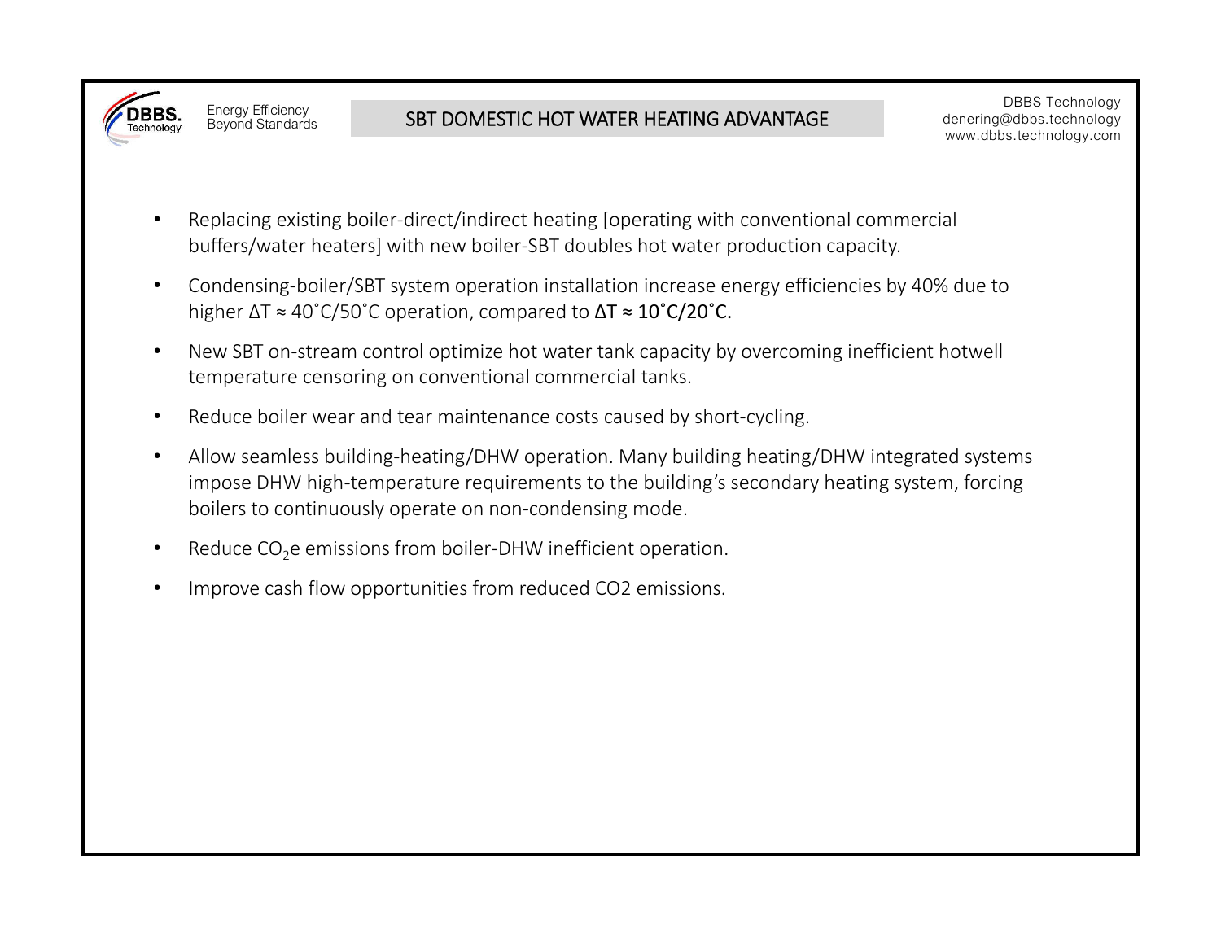# SBT DOMESTIC HOT WATER HEATING ADVANTAGE

- Replacing existing boiler-direct/indirect heating [operating with conventional commercial buffers/water heaters] with new boiler-SBT doubles hot water production capacity.
- Condensing-boiler/SBT system operation installation increase energy efficiencies by 40% due to higher $\Delta T \approx 40^\circ C/50^\circ C$ operation, compared to $\Delta T \approx 10^\circ C/20^\circ C$.
- New SBT on-stream control optimize hot water tank capacity by overcoming inefficient hotwell temperature censoring on conventional commercial tanks.
- Reduce boiler wear and tear maintenance costs caused by short-cycling.
- Allow seamless building-heating/DHW operation. Many building heating/DHW integrated systems impose DHW high-temperature requirements to the building's secondary heating system, forcing boilers to continuously operate on non-condensing mode.
- Reduce $CO_2e$ emissions from boiler-DHW inefficient operation.
- Improve cash flow opportunities from reduced CO2 emissions.